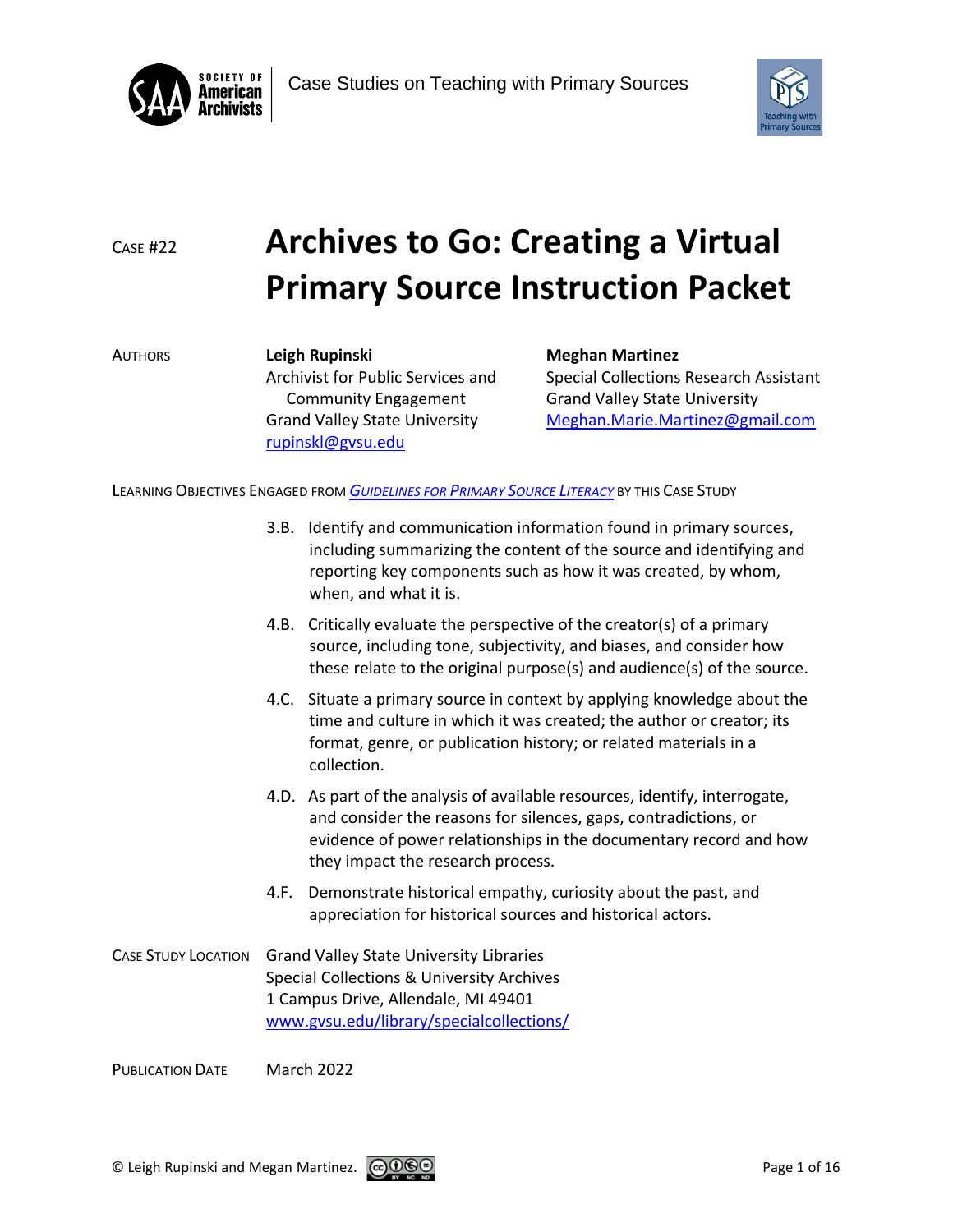Case Studies on Teaching with Primary Sources

Case #22

# Archives to Go: Creating a Virtual Primary Source Instruction Packet

Authors

**Leigh Rupinski**
Archivist for Public Services and Community Engagement
Grand Valley State University
rupinskl@gvsu.edu

**Meghan Martinez**
Special Collections Research Assistant
Grand Valley State University
Meghan.Marie.Martinez@gmail.com

Learning Objectives Engaged from *Guidelines for Primary Source Literacy* by this Case Study

3.B. Identify and communication information found in primary sources, including summarizing the content of the source and identifying and reporting key components such as how it was created, by whom, when, and what it is.

4.B. Critically evaluate the perspective of the creator(s) of a primary source, including tone, subjectivity, and biases, and consider how these relate to the original purpose(s) and audience(s) of the source.

4.C. Situate a primary source in context by applying knowledge about the time and culture in which it was created; the author or creator; its format, genre, or publication history; or related materials in a collection.

4.D. As part of the analysis of available resources, identify, interrogate, and consider the reasons for silences, gaps, contradictions, or evidence of power relationships in the documentary record and how they impact the research process.

4.F. Demonstrate historical empathy, curiosity about the past, and appreciation for historical sources and historical actors.

Case Study Location

Grand Valley State University Libraries
Special Collections & University Archives
1 Campus Drive, Allendale, MI 49401
www.gvsu.edu/library/specialcollections/

Publication Date

March 2022

© Leigh Rupinski and Megan Martinez.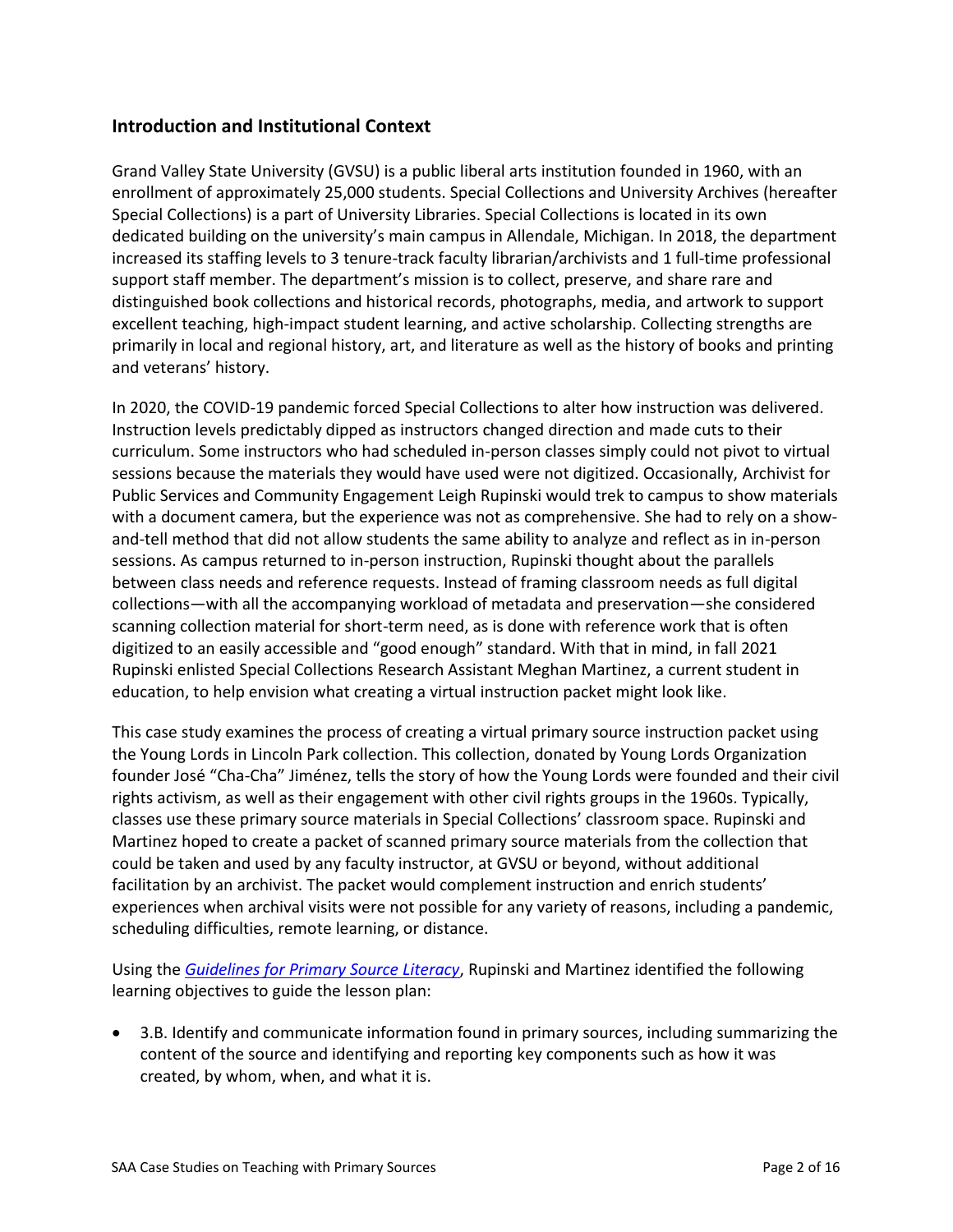## Introduction and Institutional Context

Grand Valley State University (GVSU) is a public liberal arts institution founded in 1960, with an enrollment of approximately 25,000 students. Special Collections and University Archives (hereafter Special Collections) is a part of University Libraries. Special Collections is located in its own dedicated building on the university's main campus in Allendale, Michigan. In 2018, the department increased its staffing levels to 3 tenure-track faculty librarian/archivists and 1 full-time professional support staff member. The department's mission is to collect, preserve, and share rare and distinguished book collections and historical records, photographs, media, and artwork to support excellent teaching, high-impact student learning, and active scholarship. Collecting strengths are primarily in local and regional history, art, and literature as well as the history of books and printing and veterans' history.

In 2020, the COVID-19 pandemic forced Special Collections to alter how instruction was delivered. Instruction levels predictably dipped as instructors changed direction and made cuts to their curriculum. Some instructors who had scheduled in-person classes simply could not pivot to virtual sessions because the materials they would have used were not digitized. Occasionally, Archivist for Public Services and Community Engagement Leigh Rupinski would trek to campus to show materials with a document camera, but the experience was not as comprehensive. She had to rely on a show-and-tell method that did not allow students the same ability to analyze and reflect as in in-person sessions. As campus returned to in-person instruction, Rupinski thought about the parallels between class needs and reference requests. Instead of framing classroom needs as full digital collections—with all the accompanying workload of metadata and preservation—she considered scanning collection material for short-term need, as is done with reference work that is often digitized to an easily accessible and "good enough" standard. With that in mind, in fall 2021 Rupinski enlisted Special Collections Research Assistant Meghan Martinez, a current student in education, to help envision what creating a virtual instruction packet might look like.

This case study examines the process of creating a virtual primary source instruction packet using the Young Lords in Lincoln Park collection. This collection, donated by Young Lords Organization founder José "Cha-Cha" Jiménez, tells the story of how the Young Lords were founded and their civil rights activism, as well as their engagement with other civil rights groups in the 1960s. Typically, classes use these primary source materials in Special Collections' classroom space. Rupinski and Martinez hoped to create a packet of scanned primary source materials from the collection that could be taken and used by any faculty instructor, at GVSU or beyond, without additional facilitation by an archivist. The packet would complement instruction and enrich students' experiences when archival visits were not possible for any variety of reasons, including a pandemic, scheduling difficulties, remote learning, or distance.

Using the *Guidelines for Primary Source Literacy*, Rupinski and Martinez identified the following learning objectives to guide the lesson plan:

- 3.B. Identify and communicate information found in primary sources, including summarizing the content of the source and identifying and reporting key components such as how it was created, by whom, when, and what it is.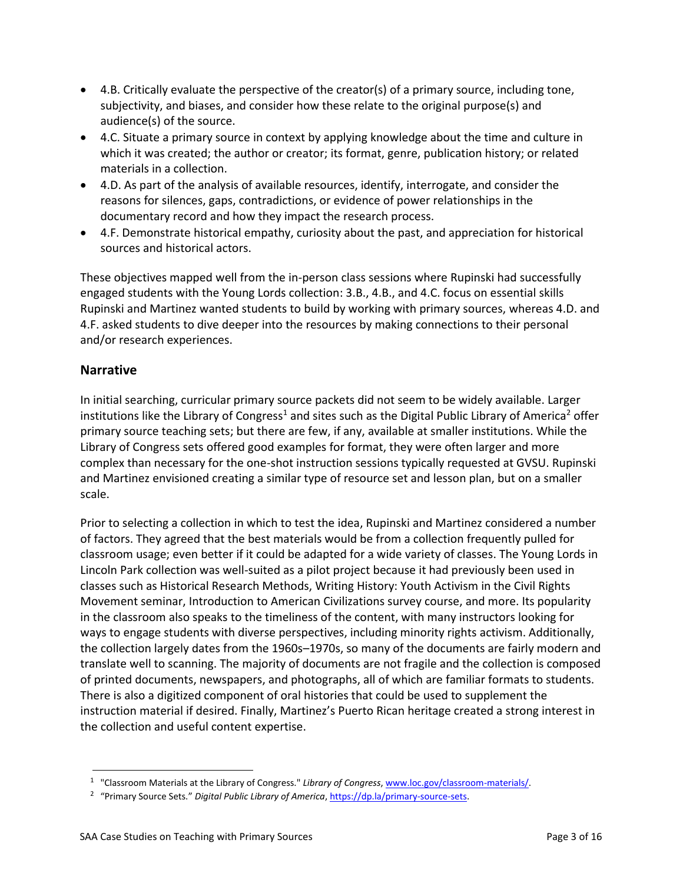- 4.B. Critically evaluate the perspective of the creator(s) of a primary source, including tone, subjectivity, and biases, and consider how these relate to the original purpose(s) and audience(s) of the source.
- 4.C. Situate a primary source in context by applying knowledge about the time and culture in which it was created; the author or creator; its format, genre, publication history; or related materials in a collection.
- 4.D. As part of the analysis of available resources, identify, interrogate, and consider the reasons for silences, gaps, contradictions, or evidence of power relationships in the documentary record and how they impact the research process.
- 4.F. Demonstrate historical empathy, curiosity about the past, and appreciation for historical sources and historical actors.

These objectives mapped well from the in-person class sessions where Rupinski had successfully engaged students with the Young Lords collection: 3.B., 4.B., and 4.C. focus on essential skills Rupinski and Martinez wanted students to build by working with primary sources, whereas 4.D. and 4.F. asked students to dive deeper into the resources by making connections to their personal and/or research experiences.

## Narrative

In initial searching, curricular primary source packets did not seem to be widely available. Larger institutions like the Library of Congress[1] and sites such as the Digital Public Library of America[2] offer primary source teaching sets; but there are few, if any, available at smaller institutions. While the Library of Congress sets offered good examples for format, they were often larger and more complex than necessary for the one-shot instruction sessions typically requested at GVSU. Rupinski and Martinez envisioned creating a similar type of resource set and lesson plan, but on a smaller scale.

Prior to selecting a collection in which to test the idea, Rupinski and Martinez considered a number of factors. They agreed that the best materials would be from a collection frequently pulled for classroom usage; even better if it could be adapted for a wide variety of classes. The Young Lords in Lincoln Park collection was well-suited as a pilot project because it had previously been used in classes such as Historical Research Methods, Writing History: Youth Activism in the Civil Rights Movement seminar, Introduction to American Civilizations survey course, and more. Its popularity in the classroom also speaks to the timeliness of the content, with many instructors looking for ways to engage students with diverse perspectives, including minority rights activism. Additionally, the collection largely dates from the 1960s–1970s, so many of the documents are fairly modern and translate well to scanning. The majority of documents are not fragile and the collection is composed of printed documents, newspapers, and photographs, all of which are familiar formats to students. There is also a digitized component of oral histories that could be used to supplement the instruction material if desired. Finally, Martinez's Puerto Rican heritage created a strong interest in the collection and useful content expertise.

[1] "Classroom Materials at the Library of Congress." *Library of Congress*, www.loc.gov/classroom-materials/.

[2] "Primary Source Sets." *Digital Public Library of America*, https://dp.la/primary-source-sets.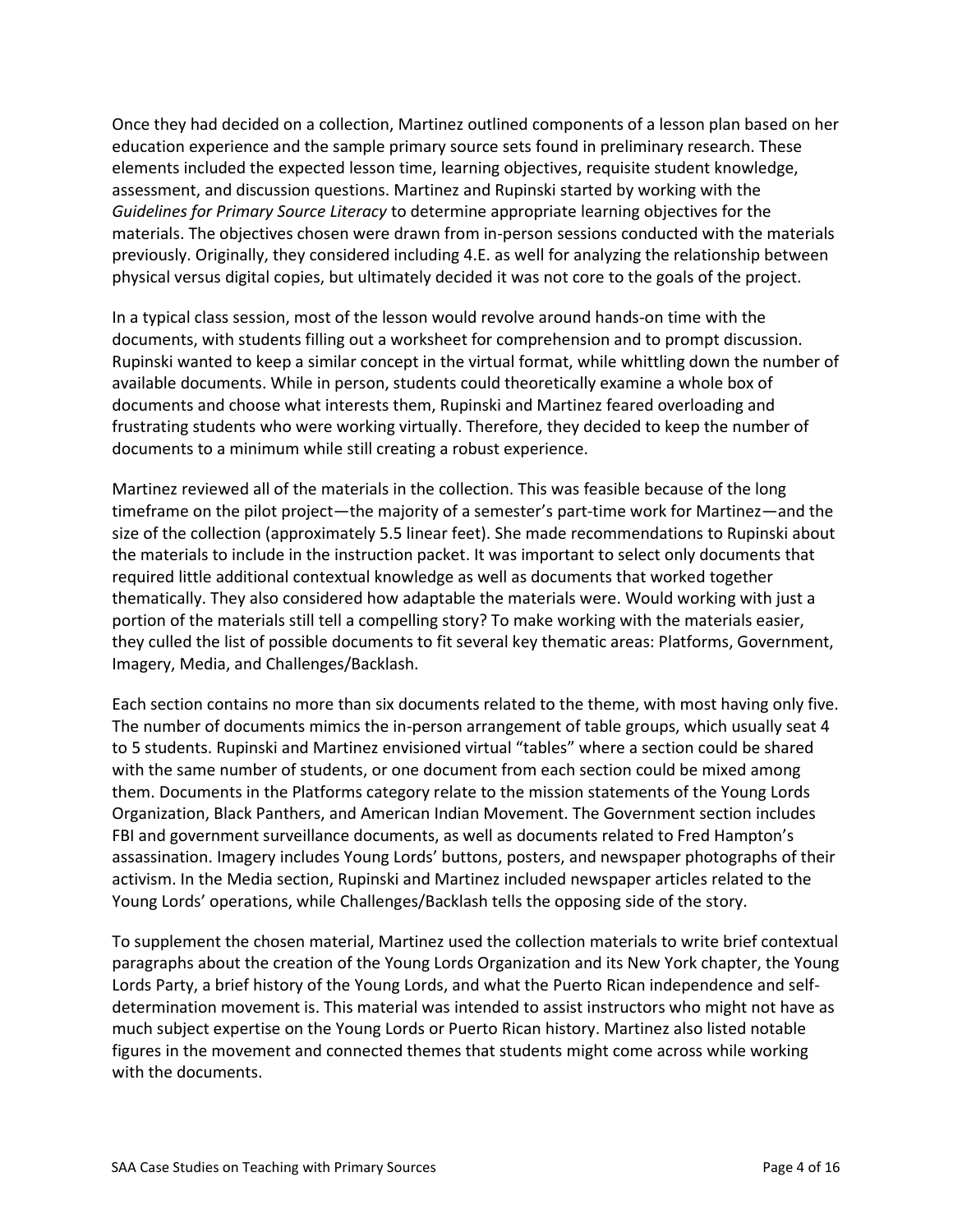Once they had decided on a collection, Martinez outlined components of a lesson plan based on her education experience and the sample primary source sets found in preliminary research. These elements included the expected lesson time, learning objectives, requisite student knowledge, assessment, and discussion questions. Martinez and Rupinski started by working with the *Guidelines for Primary Source Literacy* to determine appropriate learning objectives for the materials. The objectives chosen were drawn from in-person sessions conducted with the materials previously. Originally, they considered including 4.E. as well for analyzing the relationship between physical versus digital copies, but ultimately decided it was not core to the goals of the project.

In a typical class session, most of the lesson would revolve around hands-on time with the documents, with students filling out a worksheet for comprehension and to prompt discussion. Rupinski wanted to keep a similar concept in the virtual format, while whittling down the number of available documents. While in person, students could theoretically examine a whole box of documents and choose what interests them, Rupinski and Martinez feared overloading and frustrating students who were working virtually. Therefore, they decided to keep the number of documents to a minimum while still creating a robust experience.

Martinez reviewed all of the materials in the collection. This was feasible because of the long timeframe on the pilot project—the majority of a semester's part-time work for Martinez—and the size of the collection (approximately 5.5 linear feet). She made recommendations to Rupinski about the materials to include in the instruction packet. It was important to select only documents that required little additional contextual knowledge as well as documents that worked together thematically. They also considered how adaptable the materials were. Would working with just a portion of the materials still tell a compelling story? To make working with the materials easier, they culled the list of possible documents to fit several key thematic areas: Platforms, Government, Imagery, Media, and Challenges/Backlash.

Each section contains no more than six documents related to the theme, with most having only five. The number of documents mimics the in-person arrangement of table groups, which usually seat 4 to 5 students. Rupinski and Martinez envisioned virtual "tables" where a section could be shared with the same number of students, or one document from each section could be mixed among them. Documents in the Platforms category relate to the mission statements of the Young Lords Organization, Black Panthers, and American Indian Movement. The Government section includes FBI and government surveillance documents, as well as documents related to Fred Hampton's assassination. Imagery includes Young Lords' buttons, posters, and newspaper photographs of their activism. In the Media section, Rupinski and Martinez included newspaper articles related to the Young Lords' operations, while Challenges/Backlash tells the opposing side of the story.

To supplement the chosen material, Martinez used the collection materials to write brief contextual paragraphs about the creation of the Young Lords Organization and its New York chapter, the Young Lords Party, a brief history of the Young Lords, and what the Puerto Rican independence and self-determination movement is. This material was intended to assist instructors who might not have as much subject expertise on the Young Lords or Puerto Rican history. Martinez also listed notable figures in the movement and connected themes that students might come across while working with the documents.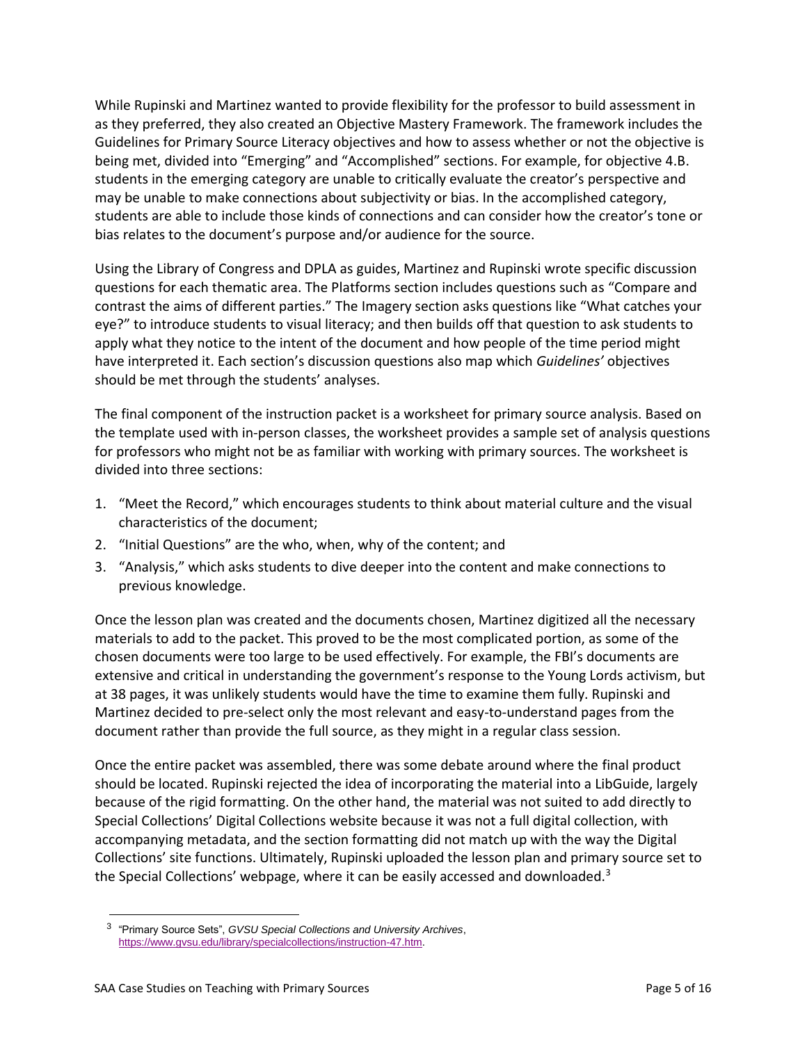While Rupinski and Martinez wanted to provide flexibility for the professor to build assessment in as they preferred, they also created an Objective Mastery Framework. The framework includes the Guidelines for Primary Source Literacy objectives and how to assess whether or not the objective is being met, divided into "Emerging" and "Accomplished" sections. For example, for objective 4.B. students in the emerging category are unable to critically evaluate the creator's perspective and may be unable to make connections about subjectivity or bias. In the accomplished category, students are able to include those kinds of connections and can consider how the creator's tone or bias relates to the document's purpose and/or audience for the source.

Using the Library of Congress and DPLA as guides, Martinez and Rupinski wrote specific discussion questions for each thematic area. The Platforms section includes questions such as "Compare and contrast the aims of different parties." The Imagery section asks questions like "What catches your eye?" to introduce students to visual literacy; and then builds off that question to ask students to apply what they notice to the intent of the document and how people of the time period might have interpreted it. Each section's discussion questions also map which *Guidelines'* objectives should be met through the students' analyses.

The final component of the instruction packet is a worksheet for primary source analysis. Based on the template used with in-person classes, the worksheet provides a sample set of analysis questions for professors who might not be as familiar with working with primary sources. The worksheet is divided into three sections:

1. "Meet the Record," which encourages students to think about material culture and the visual characteristics of the document;
2. "Initial Questions" are the who, when, why of the content; and
3. "Analysis," which asks students to dive deeper into the content and make connections to previous knowledge.

Once the lesson plan was created and the documents chosen, Martinez digitized all the necessary materials to add to the packet. This proved to be the most complicated portion, as some of the chosen documents were too large to be used effectively. For example, the FBI's documents are extensive and critical in understanding the government's response to the Young Lords activism, but at 38 pages, it was unlikely students would have the time to examine them fully. Rupinski and Martinez decided to pre-select only the most relevant and easy-to-understand pages from the document rather than provide the full source, as they might in a regular class session.

Once the entire packet was assembled, there was some debate around where the final product should be located. Rupinski rejected the idea of incorporating the material into a LibGuide, largely because of the rigid formatting. On the other hand, the material was not suited to add directly to Special Collections' Digital Collections website because it was not a full digital collection, with accompanying metadata, and the section formatting did not match up with the way the Digital Collections' site functions. Ultimately, Rupinski uploaded the lesson plan and primary source set to the Special Collections' webpage, where it can be easily accessed and downloaded.[3]

[3] "Primary Source Sets", *GVSU Special Collections and University Archives*, https://www.gvsu.edu/library/specialcollections/instruction-47.htm.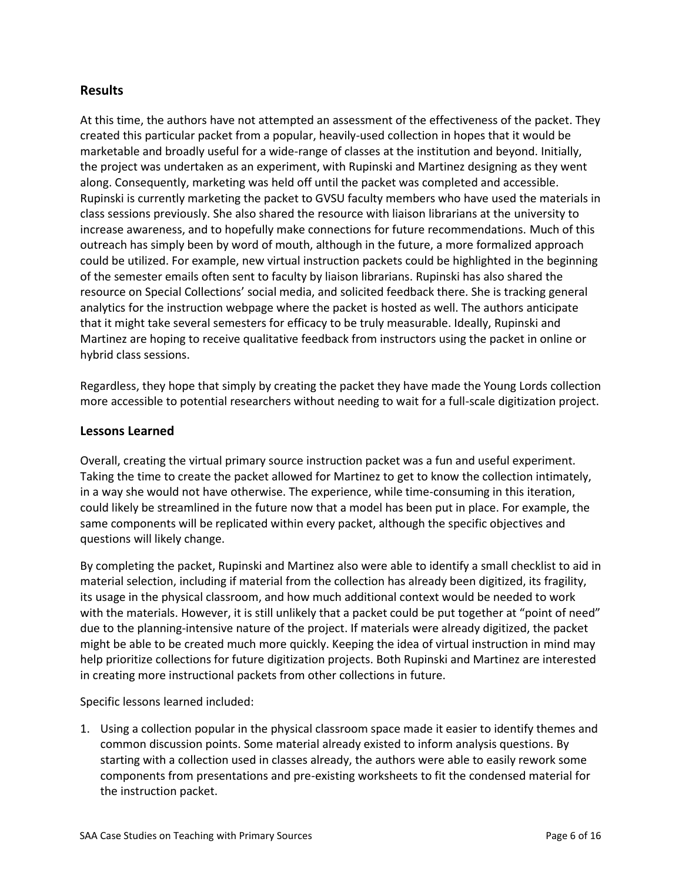## Results

At this time, the authors have not attempted an assessment of the effectiveness of the packet. They created this particular packet from a popular, heavily-used collection in hopes that it would be marketable and broadly useful for a wide-range of classes at the institution and beyond. Initially, the project was undertaken as an experiment, with Rupinski and Martinez designing as they went along. Consequently, marketing was held off until the packet was completed and accessible. Rupinski is currently marketing the packet to GVSU faculty members who have used the materials in class sessions previously. She also shared the resource with liaison librarians at the university to increase awareness, and to hopefully make connections for future recommendations. Much of this outreach has simply been by word of mouth, although in the future, a more formalized approach could be utilized. For example, new virtual instruction packets could be highlighted in the beginning of the semester emails often sent to faculty by liaison librarians. Rupinski has also shared the resource on Special Collections' social media, and solicited feedback there. She is tracking general analytics for the instruction webpage where the packet is hosted as well. The authors anticipate that it might take several semesters for efficacy to be truly measurable. Ideally, Rupinski and Martinez are hoping to receive qualitative feedback from instructors using the packet in online or hybrid class sessions.

Regardless, they hope that simply by creating the packet they have made the Young Lords collection more accessible to potential researchers without needing to wait for a full-scale digitization project.

## Lessons Learned

Overall, creating the virtual primary source instruction packet was a fun and useful experiment. Taking the time to create the packet allowed for Martinez to get to know the collection intimately, in a way she would not have otherwise. The experience, while time-consuming in this iteration, could likely be streamlined in the future now that a model has been put in place. For example, the same components will be replicated within every packet, although the specific objectives and questions will likely change.

By completing the packet, Rupinski and Martinez also were able to identify a small checklist to aid in material selection, including if material from the collection has already been digitized, its fragility, its usage in the physical classroom, and how much additional context would be needed to work with the materials. However, it is still unlikely that a packet could be put together at "point of need" due to the planning-intensive nature of the project. If materials were already digitized, the packet might be able to be created much more quickly. Keeping the idea of virtual instruction in mind may help prioritize collections for future digitization projects. Both Rupinski and Martinez are interested in creating more instructional packets from other collections in future.

Specific lessons learned included:

1. Using a collection popular in the physical classroom space made it easier to identify themes and common discussion points. Some material already existed to inform analysis questions. By starting with a collection used in classes already, the authors were able to easily rework some components from presentations and pre-existing worksheets to fit the condensed material for the instruction packet.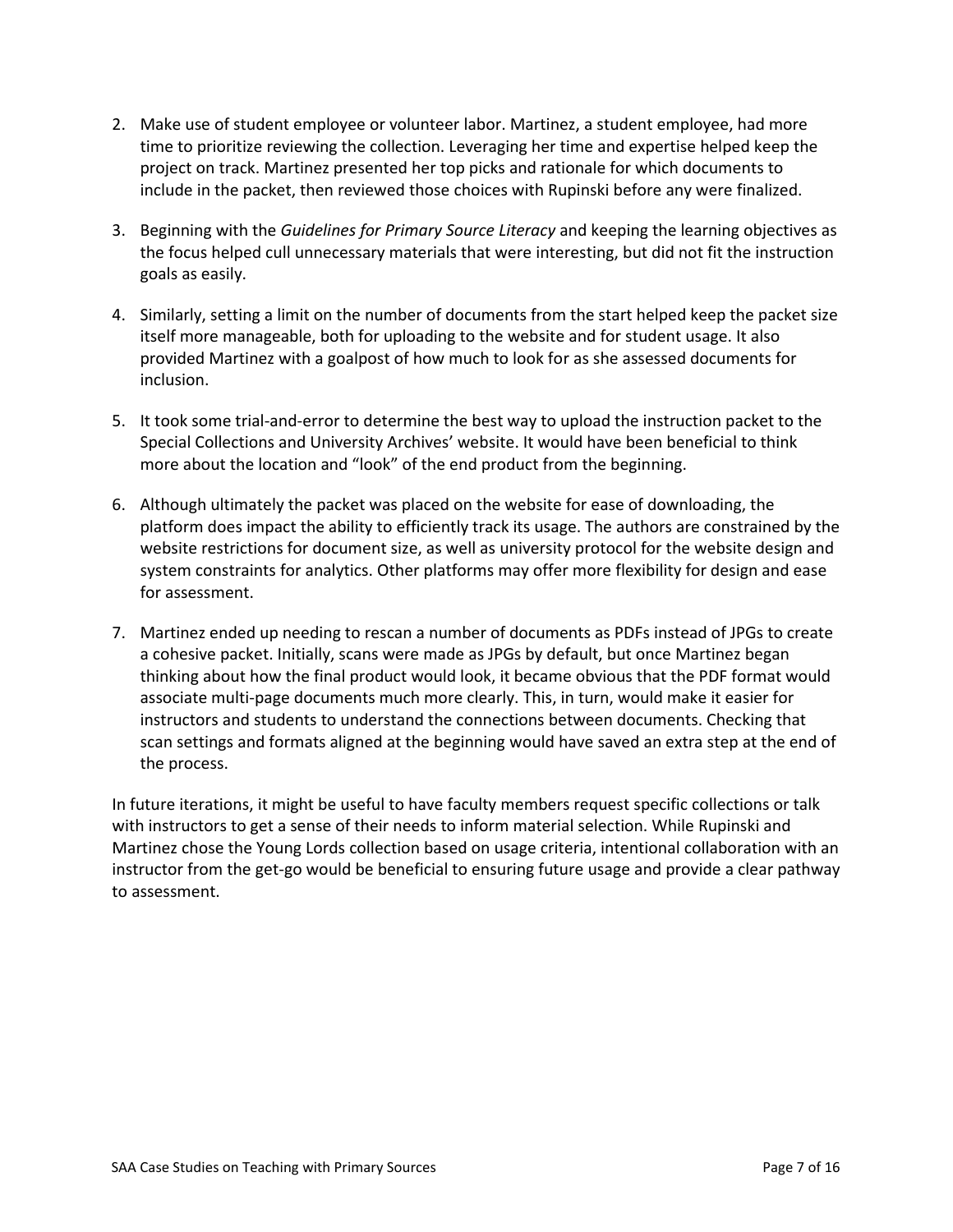2. Make use of student employee or volunteer labor. Martinez, a student employee, had more time to prioritize reviewing the collection. Leveraging her time and expertise helped keep the project on track. Martinez presented her top picks and rationale for which documents to include in the packet, then reviewed those choices with Rupinski before any were finalized.

3. Beginning with the *Guidelines for Primary Source Literacy* and keeping the learning objectives as the focus helped cull unnecessary materials that were interesting, but did not fit the instruction goals as easily.

4. Similarly, setting a limit on the number of documents from the start helped keep the packet size itself more manageable, both for uploading to the website and for student usage. It also provided Martinez with a goalpost of how much to look for as she assessed documents for inclusion.

5. It took some trial-and-error to determine the best way to upload the instruction packet to the Special Collections and University Archives' website. It would have been beneficial to think more about the location and "look" of the end product from the beginning.

6. Although ultimately the packet was placed on the website for ease of downloading, the platform does impact the ability to efficiently track its usage. The authors are constrained by the website restrictions for document size, as well as university protocol for the website design and system constraints for analytics. Other platforms may offer more flexibility for design and ease for assessment.

7. Martinez ended up needing to rescan a number of documents as PDFs instead of JPGs to create a cohesive packet. Initially, scans were made as JPGs by default, but once Martinez began thinking about how the final product would look, it became obvious that the PDF format would associate multi-page documents much more clearly. This, in turn, would make it easier for instructors and students to understand the connections between documents. Checking that scan settings and formats aligned at the beginning would have saved an extra step at the end of the process.

In future iterations, it might be useful to have faculty members request specific collections or talk with instructors to get a sense of their needs to inform material selection. While Rupinski and Martinez chose the Young Lords collection based on usage criteria, intentional collaboration with an instructor from the get-go would be beneficial to ensuring future usage and provide a clear pathway to assessment.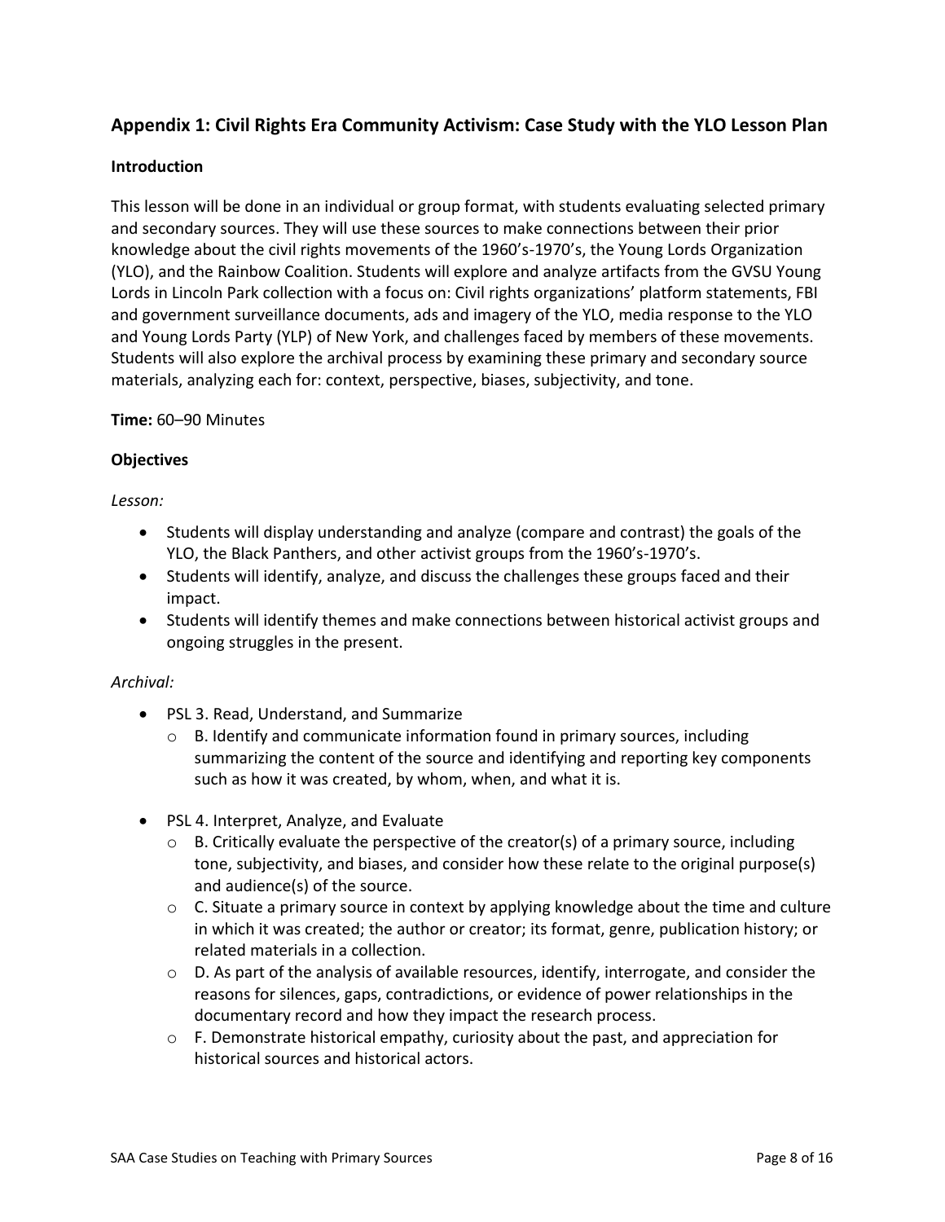## Appendix 1: Civil Rights Era Community Activism: Case Study with the YLO Lesson Plan

### Introduction

This lesson will be done in an individual or group format, with students evaluating selected primary and secondary sources. They will use these sources to make connections between their prior knowledge about the civil rights movements of the 1960's-1970's, the Young Lords Organization (YLO), and the Rainbow Coalition. Students will explore and analyze artifacts from the GVSU Young Lords in Lincoln Park collection with a focus on: Civil rights organizations' platform statements, FBI and government surveillance documents, ads and imagery of the YLO, media response to the YLO and Young Lords Party (YLP) of New York, and challenges faced by members of these movements. Students will also explore the archival process by examining these primary and secondary source materials, analyzing each for: context, perspective, biases, subjectivity, and tone.

**Time:** 60–90 Minutes

### Objectives

*Lesson:*

- Students will display understanding and analyze (compare and contrast) the goals of the YLO, the Black Panthers, and other activist groups from the 1960's-1970's.
- Students will identify, analyze, and discuss the challenges these groups faced and their impact.
- Students will identify themes and make connections between historical activist groups and ongoing struggles in the present.

*Archival:*

- PSL 3. Read, Understand, and Summarize
  - B. Identify and communicate information found in primary sources, including summarizing the content of the source and identifying and reporting key components such as how it was created, by whom, when, and what it is.
- PSL 4. Interpret, Analyze, and Evaluate
  - B. Critically evaluate the perspective of the creator(s) of a primary source, including tone, subjectivity, and biases, and consider how these relate to the original purpose(s) and audience(s) of the source.
  - C. Situate a primary source in context by applying knowledge about the time and culture in which it was created; the author or creator; its format, genre, publication history; or related materials in a collection.
  - D. As part of the analysis of available resources, identify, interrogate, and consider the reasons for silences, gaps, contradictions, or evidence of power relationships in the documentary record and how they impact the research process.
  - F. Demonstrate historical empathy, curiosity about the past, and appreciation for historical sources and historical actors.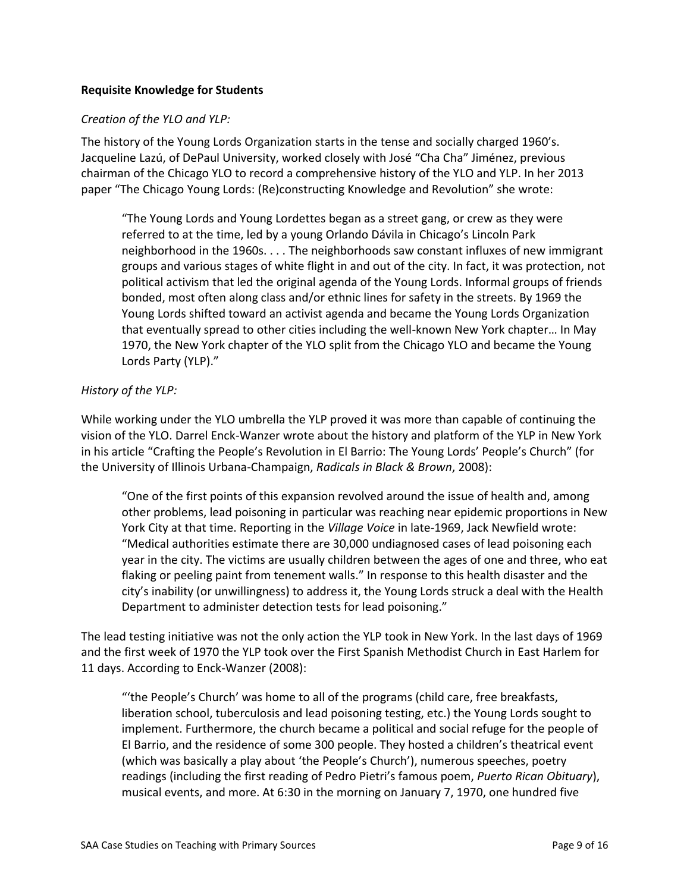**Requisite Knowledge for Students**

*Creation of the YLO and YLP:*

The history of the Young Lords Organization starts in the tense and socially charged 1960's. Jacqueline Lazú, of DePaul University, worked closely with José "Cha Cha" Jiménez, previous chairman of the Chicago YLO to record a comprehensive history of the YLO and YLP. In her 2013 paper "The Chicago Young Lords: (Re)constructing Knowledge and Revolution" she wrote:

> "The Young Lords and Young Lordettes began as a street gang, or crew as they were referred to at the time, led by a young Orlando Dávila in Chicago's Lincoln Park neighborhood in the 1960s. . . . The neighborhoods saw constant influxes of new immigrant groups and various stages of white flight in and out of the city. In fact, it was protection, not political activism that led the original agenda of the Young Lords. Informal groups of friends bonded, most often along class and/or ethnic lines for safety in the streets. By 1969 the Young Lords shifted toward an activist agenda and became the Young Lords Organization that eventually spread to other cities including the well-known New York chapter… In May 1970, the New York chapter of the YLO split from the Chicago YLO and became the Young Lords Party (YLP)."

*History of the YLP:*

While working under the YLO umbrella the YLP proved it was more than capable of continuing the vision of the YLO. Darrel Enck-Wanzer wrote about the history and platform of the YLP in New York in his article "Crafting the People's Revolution in El Barrio: The Young Lords' People's Church" (for the University of Illinois Urbana-Champaign, *Radicals in Black & Brown*, 2008):

> "One of the first points of this expansion revolved around the issue of health and, among other problems, lead poisoning in particular was reaching near epidemic proportions in New York City at that time. Reporting in the *Village Voice* in late-1969, Jack Newfield wrote: "Medical authorities estimate there are 30,000 undiagnosed cases of lead poisoning each year in the city. The victims are usually children between the ages of one and three, who eat flaking or peeling paint from tenement walls." In response to this health disaster and the city's inability (or unwillingness) to address it, the Young Lords struck a deal with the Health Department to administer detection tests for lead poisoning."

The lead testing initiative was not the only action the YLP took in New York. In the last days of 1969 and the first week of 1970 the YLP took over the First Spanish Methodist Church in East Harlem for 11 days. According to Enck-Wanzer (2008):

> "'the People's Church' was home to all of the programs (child care, free breakfasts, liberation school, tuberculosis and lead poisoning testing, etc.) the Young Lords sought to implement. Furthermore, the church became a political and social refuge for the people of El Barrio, and the residence of some 300 people. They hosted a children's theatrical event (which was basically a play about 'the People's Church'), numerous speeches, poetry readings (including the first reading of Pedro Pietri's famous poem, *Puerto Rican Obituary*), musical events, and more. At 6:30 in the morning on January 7, 1970, one hundred five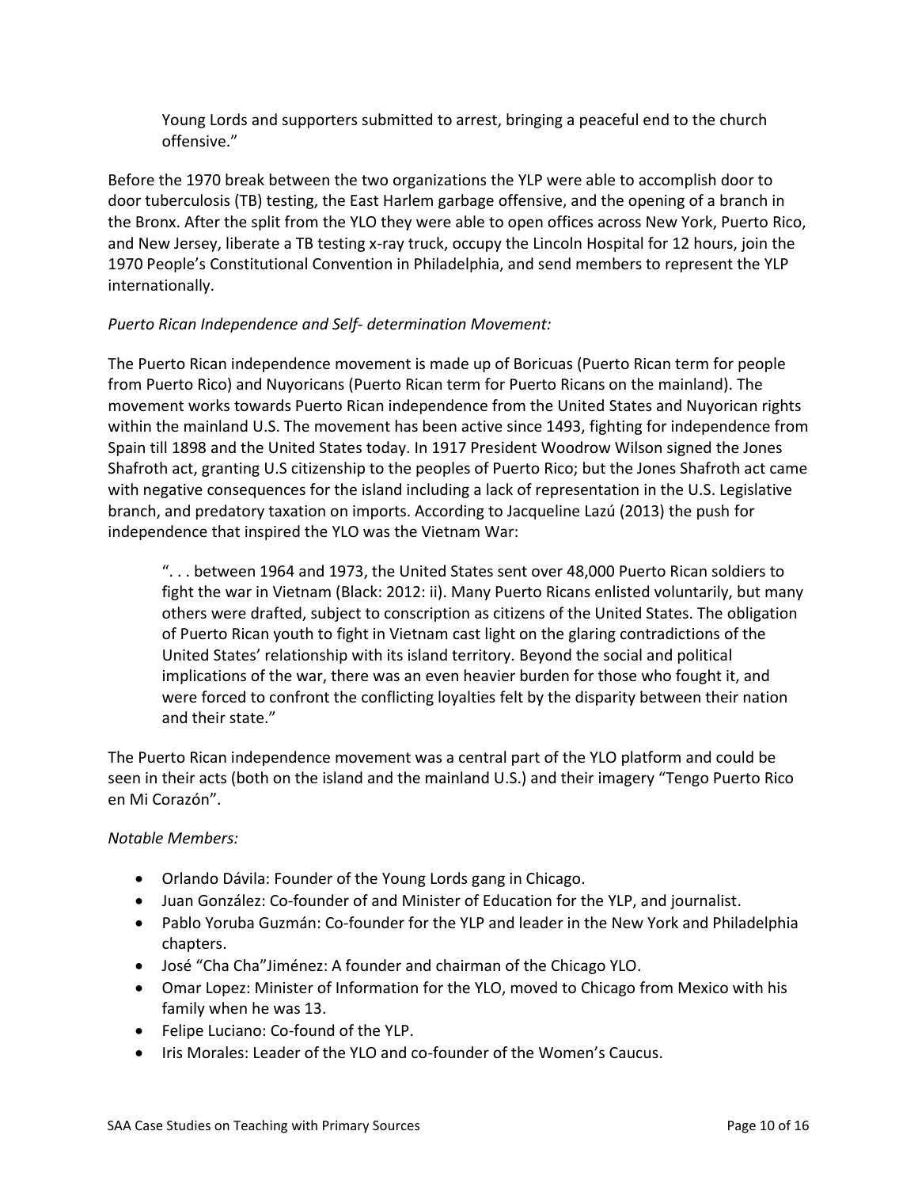> Young Lords and supporters submitted to arrest, bringing a peaceful end to the church offensive."

Before the 1970 break between the two organizations the YLP were able to accomplish door to door tuberculosis (TB) testing, the East Harlem garbage offensive, and the opening of a branch in the Bronx. After the split from the YLO they were able to open offices across New York, Puerto Rico, and New Jersey, liberate a TB testing x-ray truck, occupy the Lincoln Hospital for 12 hours, join the 1970 People's Constitutional Convention in Philadelphia, and send members to represent the YLP internationally.

*Puerto Rican Independence and Self- determination Movement:*

The Puerto Rican independence movement is made up of Boricuas (Puerto Rican term for people from Puerto Rico) and Nuyoricans (Puerto Rican term for Puerto Ricans on the mainland). The movement works towards Puerto Rican independence from the United States and Nuyorican rights within the mainland U.S. The movement has been active since 1493, fighting for independence from Spain till 1898 and the United States today. In 1917 President Woodrow Wilson signed the Jones Shafroth act, granting U.S citizenship to the peoples of Puerto Rico; but the Jones Shafroth act came with negative consequences for the island including a lack of representation in the U.S. Legislative branch, and predatory taxation on imports. According to Jacqueline Lazú (2013) the push for independence that inspired the YLO was the Vietnam War:

> ". . . between 1964 and 1973, the United States sent over 48,000 Puerto Rican soldiers to fight the war in Vietnam (Black: 2012: ii). Many Puerto Ricans enlisted voluntarily, but many others were drafted, subject to conscription as citizens of the United States. The obligation of Puerto Rican youth to fight in Vietnam cast light on the glaring contradictions of the United States' relationship with its island territory. Beyond the social and political implications of the war, there was an even heavier burden for those who fought it, and were forced to confront the conflicting loyalties felt by the disparity between their nation and their state."

The Puerto Rican independence movement was a central part of the YLO platform and could be seen in their acts (both on the island and the mainland U.S.) and their imagery "Tengo Puerto Rico en Mi Corazón".

*Notable Members:*

- Orlando Dávila: Founder of the Young Lords gang in Chicago.
- Juan González: Co-founder of and Minister of Education for the YLP, and journalist.
- Pablo Yoruba Guzmán: Co-founder for the YLP and leader in the New York and Philadelphia chapters.
- José "Cha Cha"Jiménez: A founder and chairman of the Chicago YLO.
- Omar Lopez: Minister of Information for the YLO, moved to Chicago from Mexico with his family when he was 13.
- Felipe Luciano: Co-found of the YLP.
- Iris Morales: Leader of the YLO and co-founder of the Women's Caucus.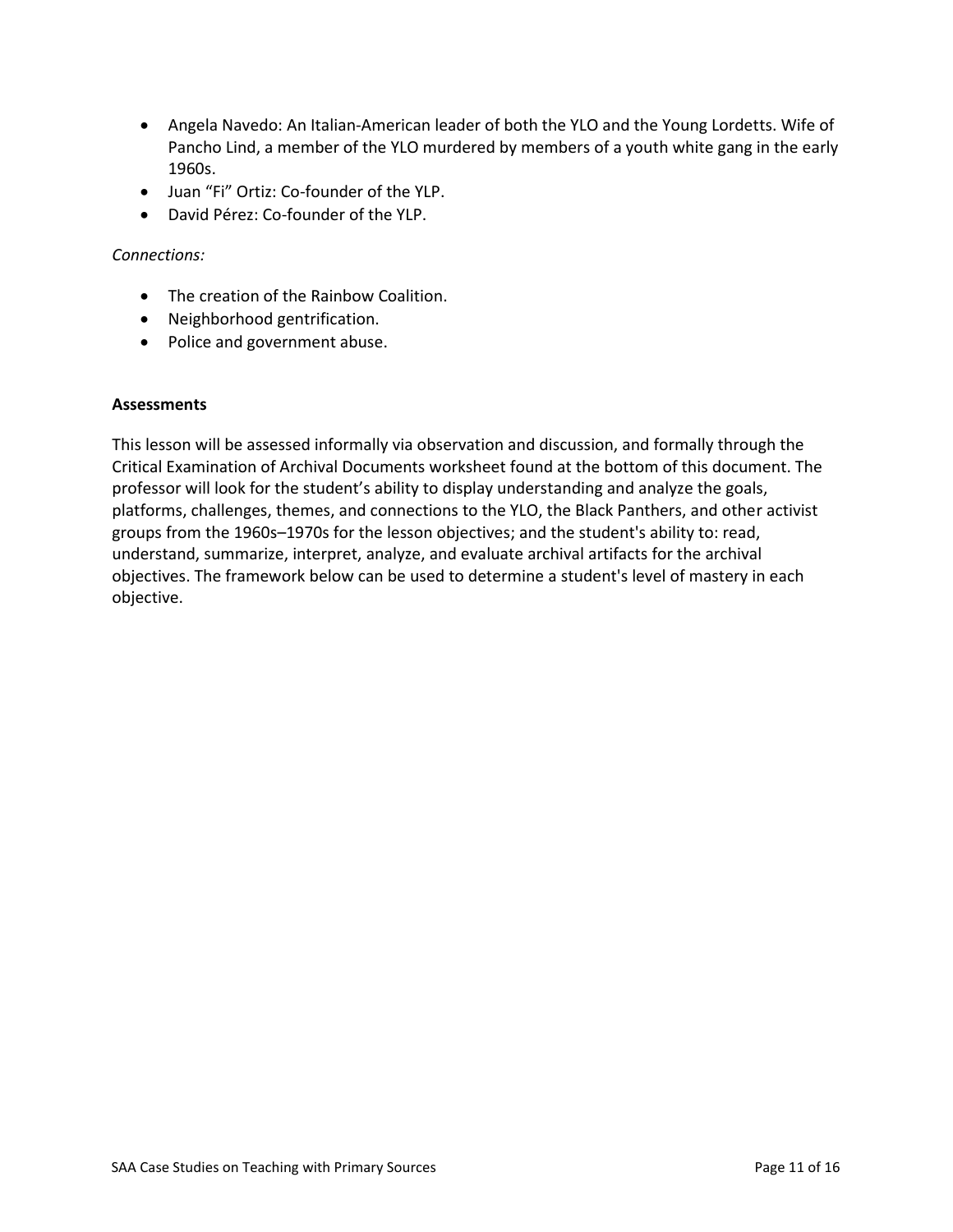- Angela Navedo: An Italian-American leader of both the YLO and the Young Lordetts. Wife of Pancho Lind, a member of the YLO murdered by members of a youth white gang in the early 1960s.
- Juan "Fi" Ortiz: Co-founder of the YLP.
- David Pérez: Co-founder of the YLP.

*Connections:*

- The creation of the Rainbow Coalition.
- Neighborhood gentrification.
- Police and government abuse.

**Assessments**

This lesson will be assessed informally via observation and discussion, and formally through the Critical Examination of Archival Documents worksheet found at the bottom of this document. The professor will look for the student's ability to display understanding and analyze the goals, platforms, challenges, themes, and connections to the YLO, the Black Panthers, and other activist groups from the 1960s–1970s for the lesson objectives; and the student's ability to: read, understand, summarize, interpret, analyze, and evaluate archival artifacts for the archival objectives. The framework below can be used to determine a student's level of mastery in each objective.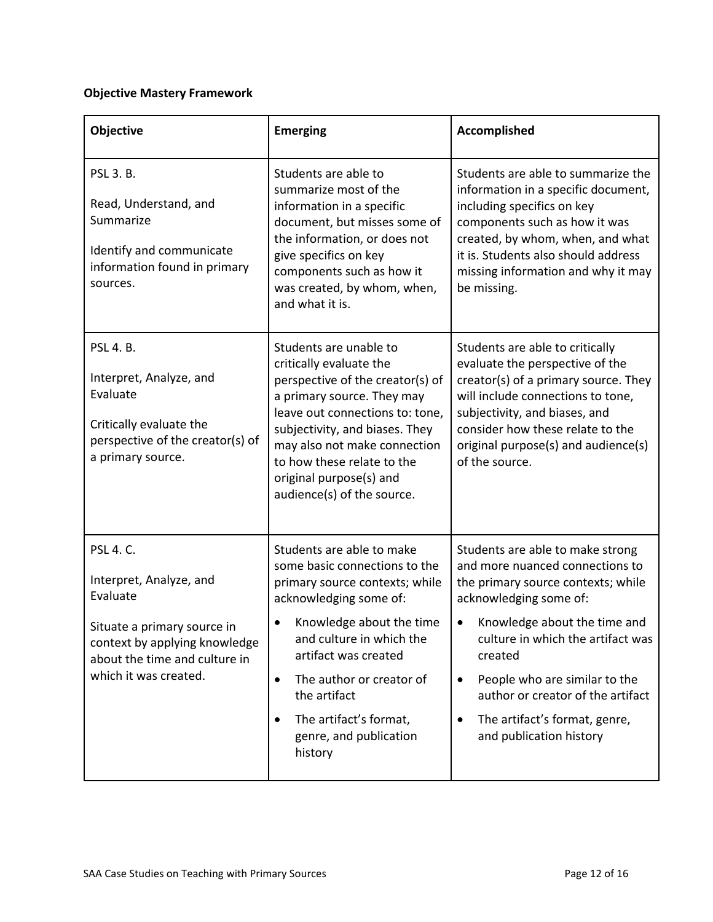**Objective Mastery Framework**

| Objective | Emerging | Accomplished |
|---|---|---|
| PSL 3. B.<br><br>Read, Understand, and Summarize<br><br>Identify and communicate information found in primary sources. | Students are able to summarize most of the information in a specific document, but misses some of the information, or does not give specifics on key components such as how it was created, by whom, when, and what it is. | Students are able to summarize the information in a specific document, including specifics on key components such as how it was created, by whom, when, and what it is. Students also should address missing information and why it may be missing. |
| PSL 4. B.<br><br>Interpret, Analyze, and Evaluate<br><br>Critically evaluate the perspective of the creator(s) of a primary source. | Students are unable to critically evaluate the perspective of the creator(s) of a primary source. They may leave out connections to: tone, subjectivity, and biases. They may also not make connection to how these relate to the original purpose(s) and audience(s) of the source. | Students are able to critically evaluate the perspective of the creator(s) of a primary source. They will include connections to tone, subjectivity, and biases, and consider how these relate to the original purpose(s) and audience(s) of the source. |
| PSL 4. C.<br><br>Interpret, Analyze, and Evaluate<br><br>Situate a primary source in context by applying knowledge about the time and culture in which it was created. | Students are able to make some basic connections to the primary source contexts; while acknowledging some of:<br><br>• Knowledge about the time and culture in which the artifact was created<br>• The author or creator of the artifact<br>• The artifact's format, genre, and publication history | Students are able to make strong and more nuanced connections to the primary source contexts; while acknowledging some of:<br><br>• Knowledge about the time and culture in which the artifact was created<br>• People who are similar to the author or creator of the artifact<br>• The artifact's format, genre, and publication history |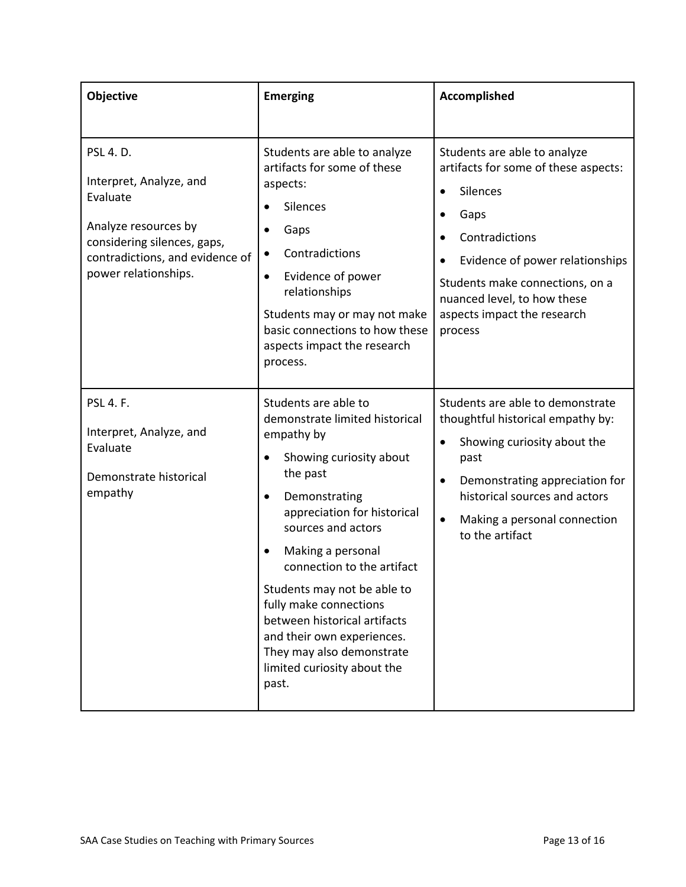| Objective | Emerging | Accomplished |
|---|---|---|
| PSL 4. D.<br><br>Interpret, Analyze, and Evaluate<br><br>Analyze resources by considering silences, gaps, contradictions, and evidence of power relationships. | Students are able to analyze artifacts for some of these aspects:<br>• Silences<br>• Gaps<br>• Contradictions<br>• Evidence of power relationships<br><br>Students may or may not make basic connections to how these aspects impact the research process. | Students are able to analyze artifacts for some of these aspects:<br>• Silences<br>• Gaps<br>• Contradictions<br>• Evidence of power relationships<br><br>Students make connections, on a nuanced level, to how these aspects impact the research process |
| PSL 4. F.<br><br>Interpret, Analyze, and Evaluate<br><br>Demonstrate historical empathy | Students are able to demonstrate limited historical empathy by<br>• Showing curiosity about the past<br>• Demonstrating appreciation for historical sources and actors<br>• Making a personal connection to the artifact<br><br>Students may not be able to fully make connections between historical artifacts and their own experiences. They may also demonstrate limited curiosity about the past. | Students are able to demonstrate thoughtful historical empathy by:<br>• Showing curiosity about the past<br>• Demonstrating appreciation for historical sources and actors<br>• Making a personal connection to the artifact |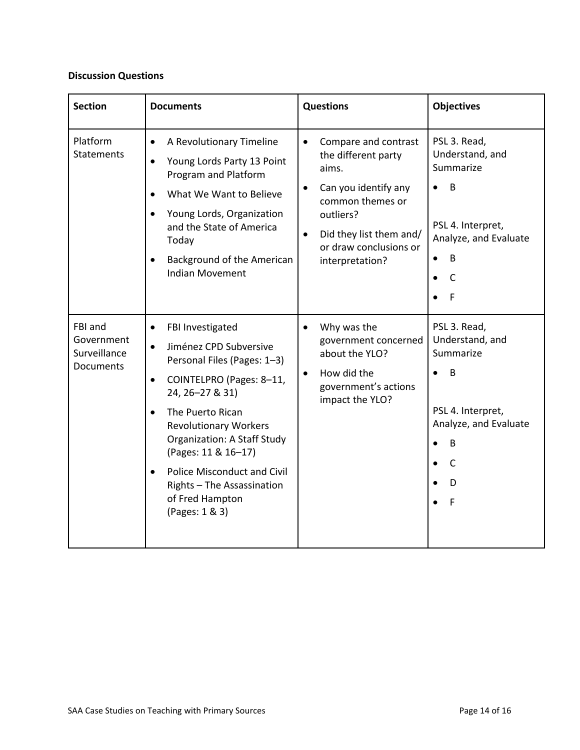**Discussion Questions**

| Section | Documents | Questions | Objectives |
|---|---|---|---|
| Platform Statements | • A Revolutionary Timeline<br>• Young Lords Party 13 Point Program and Platform<br>• What We Want to Believe<br>• Young Lords, Organization and the State of America Today<br>• Background of the American Indian Movement | • Compare and contrast the different party aims.<br>• Can you identify any common themes or outliers?<br>• Did they list them and/ or draw conclusions or interpretation? | PSL 3. Read, Understand, and Summarize<br>• B<br><br>PSL 4. Interpret, Analyze, and Evaluate<br>• B<br>• C<br>• F |
| FBI and Government Surveillance Documents | • FBI Investigated<br>• Jiménez CPD Subversive Personal Files (Pages: 1–3)<br>• COINTELPRO (Pages: 8–11, 24, 26–27 & 31)<br>• The Puerto Rican Revolutionary Workers Organization: A Staff Study (Pages: 11 & 16–17)<br>• Police Misconduct and Civil Rights – The Assassination of Fred Hampton (Pages: 1 & 3) | • Why was the government concerned about the YLO?<br>• How did the government's actions impact the YLO? | PSL 3. Read, Understand, and Summarize<br>• B<br><br>PSL 4. Interpret, Analyze, and Evaluate<br>• B<br>• C<br>• D<br>• F |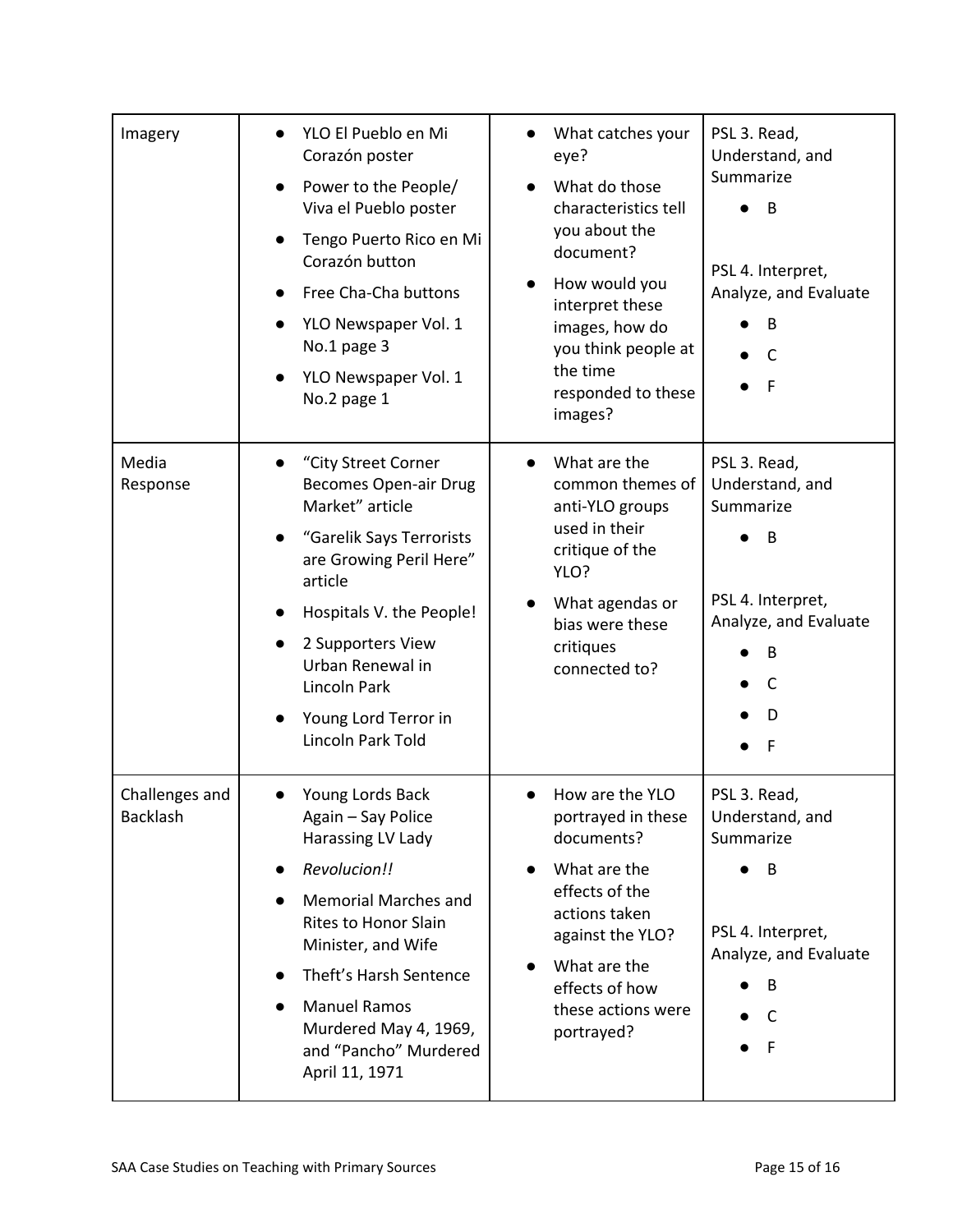| | | | |
|---|---|---|---|
| Imagery | • YLO El Pueblo en Mi Corazón poster<br>• Power to the People/ Viva el Pueblo poster<br>• Tengo Puerto Rico en Mi Corazón button<br>• Free Cha-Cha buttons<br>• YLO Newspaper Vol. 1 No.1 page 3<br>• YLO Newspaper Vol. 1 No.2 page 1 | • What catches your eye?<br>• What do those characteristics tell you about the document?<br>• How would you interpret these images, how do you think people at the time responded to these images? | PSL 3. Read, Understand, and Summarize<br>• B<br><br>PSL 4. Interpret, Analyze, and Evaluate<br>• B<br>• C<br>• F |
| Media Response | • "City Street Corner Becomes Open-air Drug Market" article<br>• "Garelik Says Terrorists are Growing Peril Here" article<br>• Hospitals V. the People!<br>• 2 Supporters View Urban Renewal in Lincoln Park<br>• Young Lord Terror in Lincoln Park Told | • What are the common themes of anti-YLO groups used in their critique of the YLO?<br>• What agendas or bias were these critiques connected to? | PSL 3. Read, Understand, and Summarize<br>• B<br><br>PSL 4. Interpret, Analyze, and Evaluate<br>• B<br>• C<br>• D<br>• F |
| Challenges and Backlash | • Young Lords Back Again – Say Police Harassing LV Lady<br>• *Revolucion!!*<br>• Memorial Marches and Rites to Honor Slain Minister, and Wife<br>• Theft's Harsh Sentence<br>• Manuel Ramos Murdered May 4, 1969, and "Pancho" Murdered April 11, 1971 | • How are the YLO portrayed in these documents?<br>• What are the effects of the actions taken against the YLO?<br>• What are the effects of how these actions were portrayed? | PSL 3. Read, Understand, and Summarize<br>• B<br><br>PSL 4. Interpret, Analyze, and Evaluate<br>• B<br>• C<br>• F |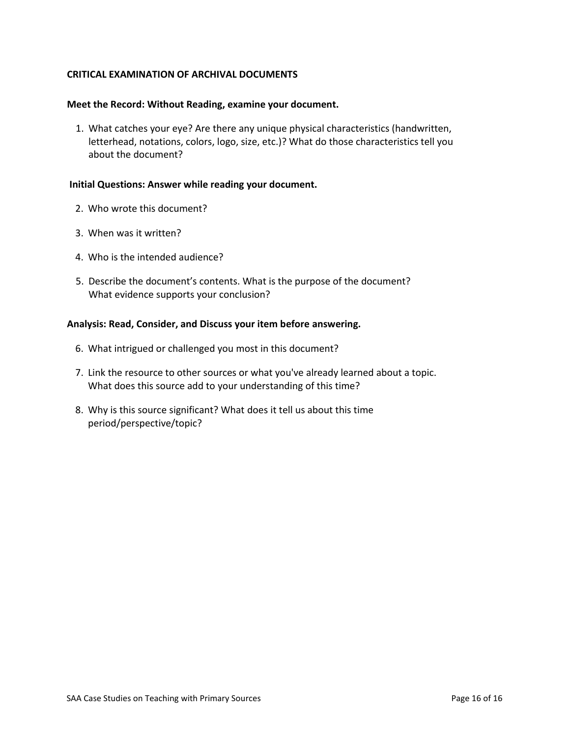## CRITICAL EXAMINATION OF ARCHIVAL DOCUMENTS

### Meet the Record: Without Reading, examine your document.

1. What catches your eye? Are there any unique physical characteristics (handwritten, letterhead, notations, colors, logo, size, etc.)? What do those characteristics tell you about the document?

### Initial Questions: Answer while reading your document.

2. Who wrote this document?
3. When was it written?
4. Who is the intended audience?
5. Describe the document's contents. What is the purpose of the document? What evidence supports your conclusion?

### Analysis: Read, Consider, and Discuss your item before answering.

6. What intrigued or challenged you most in this document?
7. Link the resource to other sources or what you've already learned about a topic. What does this source add to your understanding of this time?
8. Why is this source significant? What does it tell us about this time period/perspective/topic?